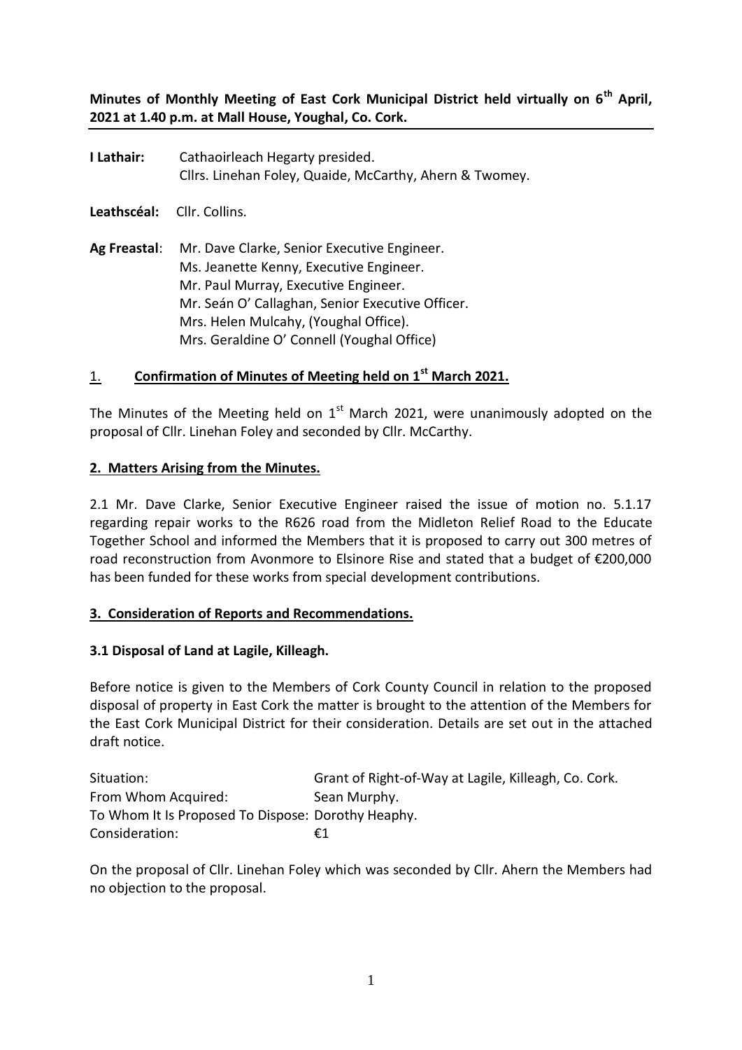**Minutes of Monthly Meeting of East Cork Municipal District held virtually on 6th April, 2021 at 1.40 p.m. at Mall House, Youghal, Co. Cork.**

**I Lathair:** Cathaoirleach Hegarty presided.
Cllrs. Linehan Foley, Quaide, McCarthy, Ahern & Twomey.

**Leathscéal:** Cllr. Collins.

**Ag Freastal**: Mr. Dave Clarke, Senior Executive Engineer.
Ms. Jeanette Kenny, Executive Engineer.
Mr. Paul Murray, Executive Engineer.
Mr. Seán O' Callaghan, Senior Executive Officer.
Mrs. Helen Mulcahy, (Youghal Office).
Mrs. Geraldine O' Connell (Youghal Office)

## 1. Confirmation of Minutes of Meeting held on 1st March 2021.

The Minutes of the Meeting held on 1st March 2021, were unanimously adopted on the proposal of Cllr. Linehan Foley and seconded by Cllr. McCarthy.

## 2. Matters Arising from the Minutes.

2.1 Mr. Dave Clarke, Senior Executive Engineer raised the issue of motion no. 5.1.17 regarding repair works to the R626 road from the Midleton Relief Road to the Educate Together School and informed the Members that it is proposed to carry out 300 metres of road reconstruction from Avonmore to Elsinore Rise and stated that a budget of €200,000 has been funded for these works from special development contributions.

## 3. Consideration of Reports and Recommendations.

### 3.1 Disposal of Land at Lagile, Killeagh.

Before notice is given to the Members of Cork County Council in relation to the proposed disposal of property in East Cork the matter is brought to the attention of the Members for the East Cork Municipal District for their consideration. Details are set out in the attached draft notice.

| | |
|---|---|
| Situation: | Grant of Right-of-Way at Lagile, Killeagh, Co. Cork. |
| From Whom Acquired: | Sean Murphy. |
| To Whom It Is Proposed To Dispose: | Dorothy Heaphy. |
| Consideration: | €1 |

On the proposal of Cllr. Linehan Foley which was seconded by Cllr. Ahern the Members had no objection to the proposal.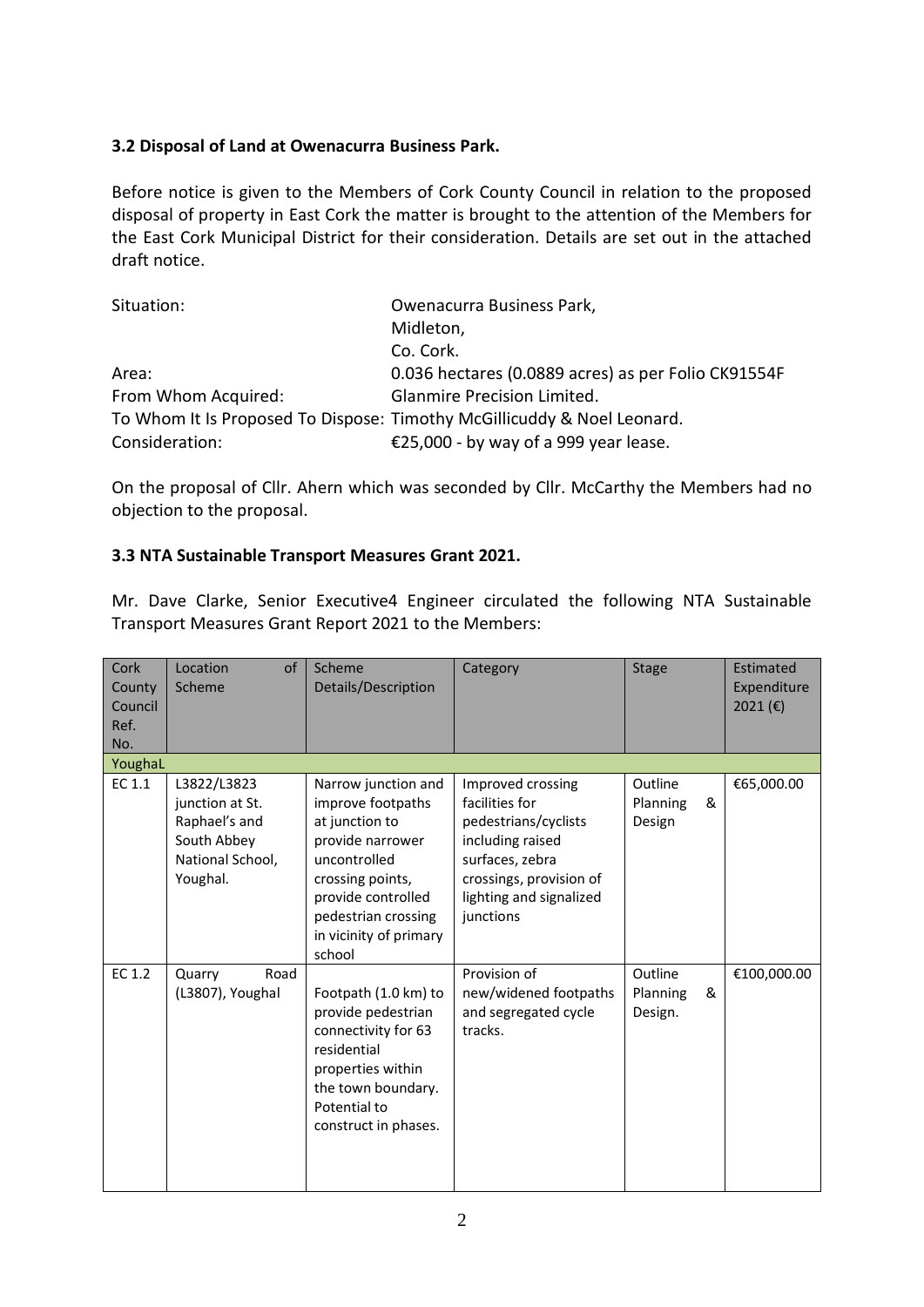**3.2 Disposal of Land at Owenacurra Business Park.**

Before notice is given to the Members of Cork County Council in relation to the proposed disposal of property in East Cork the matter is brought to the attention of the Members for the East Cork Municipal District for their consideration. Details are set out in the attached draft notice.

| | |
|---|---|
| Situation: | Owenacurra Business Park, Midleton, Co. Cork. |
| Area: | 0.036 hectares (0.0889 acres) as per Folio CK91554F |
| From Whom Acquired: | Glanmire Precision Limited. |
| To Whom It Is Proposed To Dispose: | Timothy McGillicuddy & Noel Leonard. |
| Consideration: | €25,000 - by way of a 999 year lease. |

On the proposal of Cllr. Ahern which was seconded by Cllr. McCarthy the Members had no objection to the proposal.

**3.3 NTA Sustainable Transport Measures Grant 2021.**

Mr. Dave Clarke, Senior Executive4 Engineer circulated the following NTA Sustainable Transport Measures Grant Report 2021 to the Members:

| Cork County Council Ref. No. | Location of Scheme | Scheme Details/Description | Category | Stage | Estimated Expenditure 2021 (€) |
|---|---|---|---|---|---|
| YoughaL | | | | | |
| EC 1.1 | L3822/L3823 junction at St. Raphael's and South Abbey National School, Youghal. | Narrow junction and improve footpaths at junction to provide narrower uncontrolled crossing points, provide controlled pedestrian crossing in vicinity of primary school | Improved crossing facilities for pedestrians/cyclists including raised surfaces, zebra crossings, provision of lighting and signalized junctions | Outline Planning & Design | €65,000.00 |
| EC 1.2 | Quarry Road (L3807), Youghal | Footpath (1.0 km) to provide pedestrian connectivity for 63 residential properties within the town boundary. Potential to construct in phases. | Provision of new/widened footpaths and segregated cycle tracks. | Outline Planning & Design. | €100,000.00 |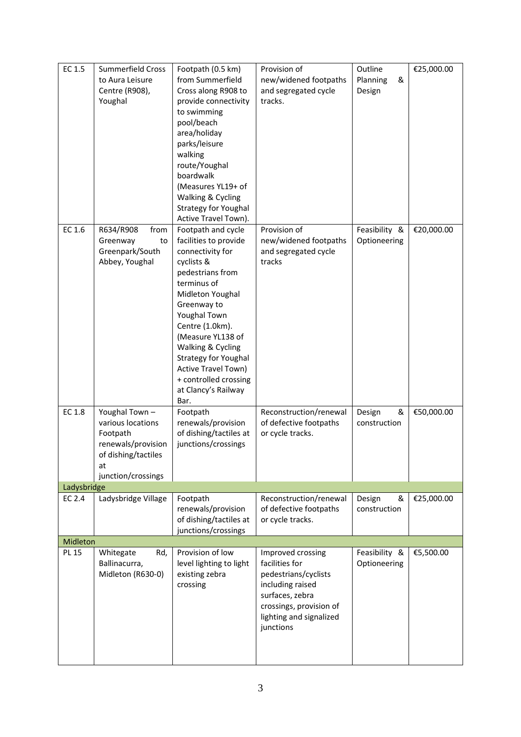| | | | | | |
|---|---|---|---|---|---|
| EC 1.5 | Summerfield Cross to Aura Leisure Centre (R908), Youghal | Footpath (0.5 km) from Summerfield Cross along R908 to provide connectivity to swimming pool/beach area/holiday parks/leisure walking route/Youghal boardwalk (Measures YL19+ of Walking & Cycling Strategy for Youghal Active Travel Town). | Provision of new/widened footpaths and segregated cycle tracks. | Outline Planning & Design | €25,000.00 |
| EC 1.6 | R634/R908 from Greenway to Greenpark/South Abbey, Youghal | Footpath and cycle facilities to provide connectivity for cyclists & pedestrians from terminus of Midleton Youghal Greenway to Youghal Town Centre (1.0km). (Measure YL138 of Walking & Cycling Strategy for Youghal Active Travel Town) + controlled crossing at Clancy's Railway Bar. | Provision of new/widened footpaths and segregated cycle tracks | Feasibility & Optioneering | €20,000.00 |
| EC 1.8 | Youghal Town – various locations Footpath renewals/provision of dishing/tactiles at junction/crossings | Footpath renewals/provision of dishing/tactiles at junctions/crossings | Reconstruction/renewal of defective footpaths or cycle tracks. | Design & construction | €50,000.00 |
| Ladysbridge | | | | | |
| EC 2.4 | Ladysbridge Village | Footpath renewals/provision of dishing/tactiles at junctions/crossings | Reconstruction/renewal of defective footpaths or cycle tracks. | Design & construction | €25,000.00 |
| Midleton | | | | | |
| PL 15 | Whitegate Rd, Ballinacurra, Midleton (R630-0) | Provision of low level lighting to light existing zebra crossing | Improved crossing facilities for pedestrians/cyclists including raised surfaces, zebra crossings, provision of lighting and signalized junctions | Feasibility & Optioneering | €5,500.00 |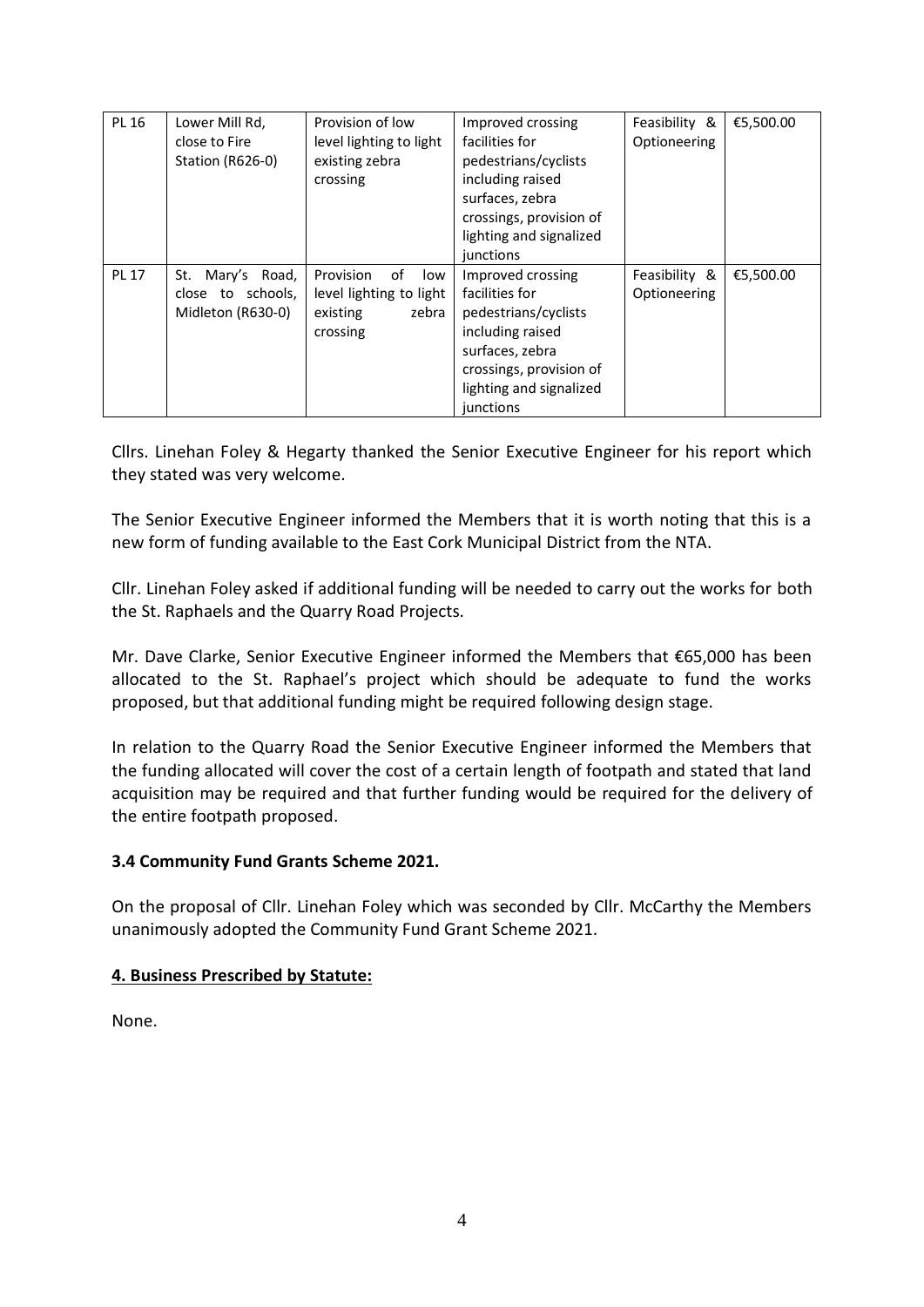| | | | | | |
|---|---|---|---|---|---|
| PL 16 | Lower Mill Rd, close to Fire Station (R626-0) | Provision of low level lighting to light existing zebra crossing | Improved crossing facilities for pedestrians/cyclists including raised surfaces, zebra crossings, provision of lighting and signalized junctions | Feasibility & Optioneering | €5,500.00 |
| PL 17 | St. Mary's Road, close to schools, Midleton (R630-0) | Provision of low level lighting to light existing zebra crossing | Improved crossing facilities for pedestrians/cyclists including raised surfaces, zebra crossings, provision of lighting and signalized junctions | Feasibility & Optioneering | €5,500.00 |

Cllrs. Linehan Foley & Hegarty thanked the Senior Executive Engineer for his report which they stated was very welcome.

The Senior Executive Engineer informed the Members that it is worth noting that this is a new form of funding available to the East Cork Municipal District from the NTA.

Cllr. Linehan Foley asked if additional funding will be needed to carry out the works for both the St. Raphaels and the Quarry Road Projects.

Mr. Dave Clarke, Senior Executive Engineer informed the Members that €65,000 has been allocated to the St. Raphael's project which should be adequate to fund the works proposed, but that additional funding might be required following design stage.

In relation to the Quarry Road the Senior Executive Engineer informed the Members that the funding allocated will cover the cost of a certain length of footpath and stated that land acquisition may be required and that further funding would be required for the delivery of the entire footpath proposed.

**3.4 Community Fund Grants Scheme 2021.**

On the proposal of Cllr. Linehan Foley which was seconded by Cllr. McCarthy the Members unanimously adopted the Community Fund Grant Scheme 2021.

**4. Business Prescribed by Statute:**

None.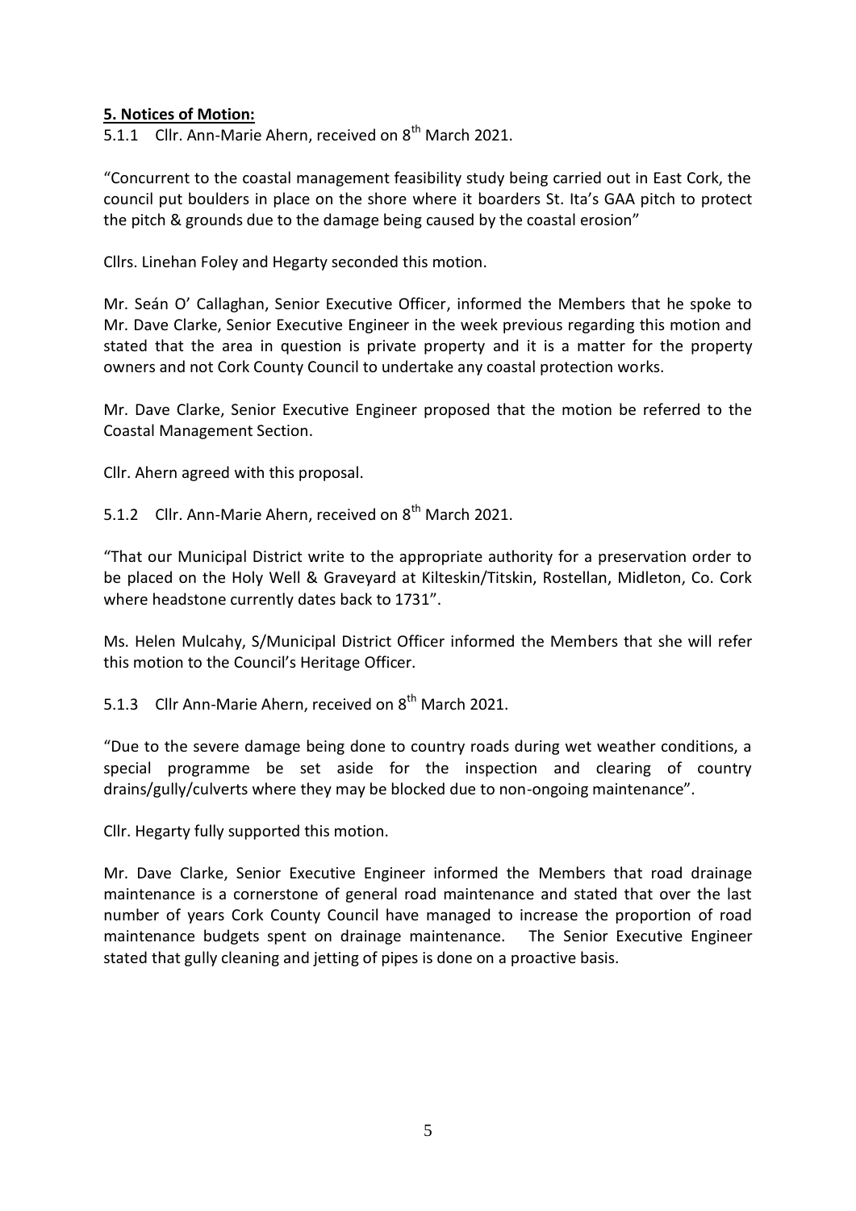**5. Notices of Motion:**

5.1.1 Cllr. Ann-Marie Ahern, received on 8th March 2021.

"Concurrent to the coastal management feasibility study being carried out in East Cork, the council put boulders in place on the shore where it boarders St. Ita's GAA pitch to protect the pitch & grounds due to the damage being caused by the coastal erosion"

Cllrs. Linehan Foley and Hegarty seconded this motion.

Mr. Seán O' Callaghan, Senior Executive Officer, informed the Members that he spoke to Mr. Dave Clarke, Senior Executive Engineer in the week previous regarding this motion and stated that the area in question is private property and it is a matter for the property owners and not Cork County Council to undertake any coastal protection works.

Mr. Dave Clarke, Senior Executive Engineer proposed that the motion be referred to the Coastal Management Section.

Cllr. Ahern agreed with this proposal.

5.1.2 Cllr. Ann-Marie Ahern, received on 8th March 2021.

"That our Municipal District write to the appropriate authority for a preservation order to be placed on the Holy Well & Graveyard at Kilteskin/Titskin, Rostellan, Midleton, Co. Cork where headstone currently dates back to 1731".

Ms. Helen Mulcahy, S/Municipal District Officer informed the Members that she will refer this motion to the Council's Heritage Officer.

5.1.3 Cllr Ann-Marie Ahern, received on 8th March 2021.

"Due to the severe damage being done to country roads during wet weather conditions, a special programme be set aside for the inspection and clearing of country drains/gully/culverts where they may be blocked due to non-ongoing maintenance".

Cllr. Hegarty fully supported this motion.

Mr. Dave Clarke, Senior Executive Engineer informed the Members that road drainage maintenance is a cornerstone of general road maintenance and stated that over the last number of years Cork County Council have managed to increase the proportion of road maintenance budgets spent on drainage maintenance. The Senior Executive Engineer stated that gully cleaning and jetting of pipes is done on a proactive basis.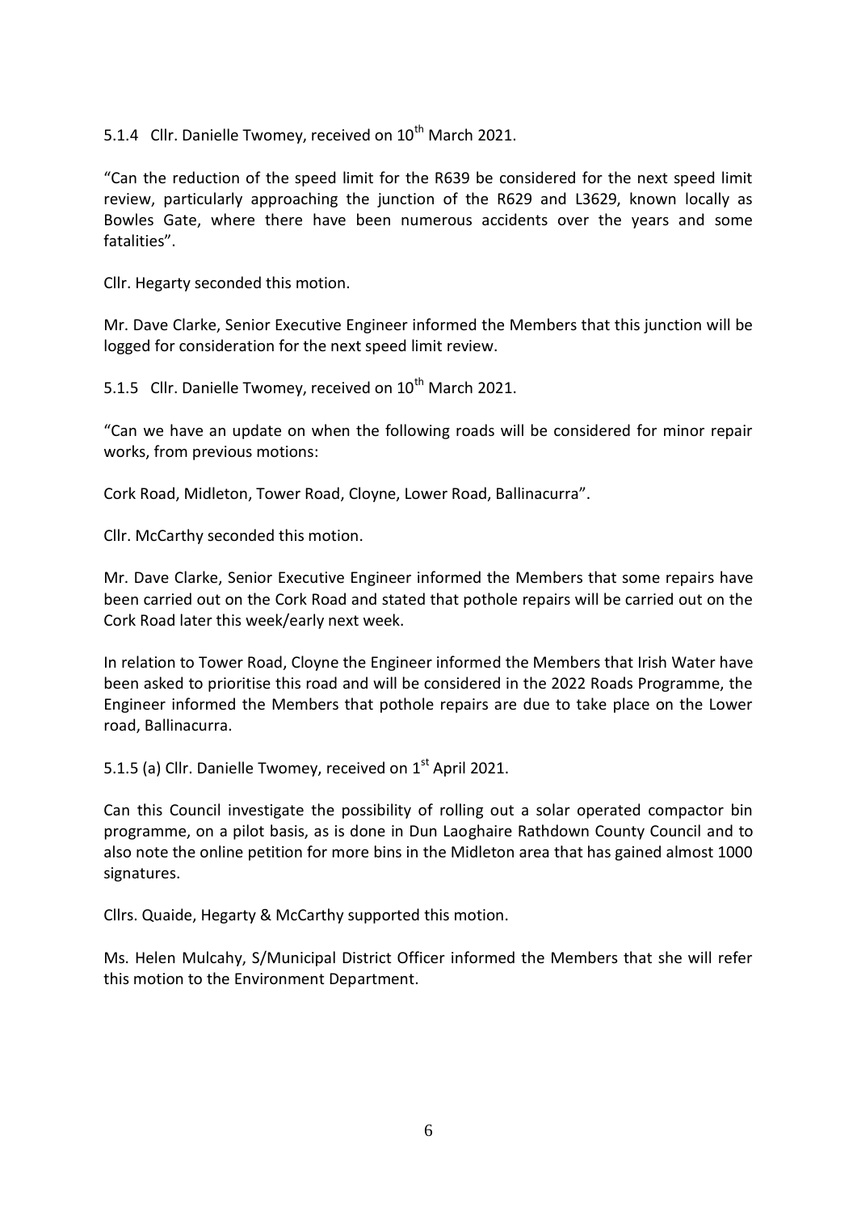5.1.4 Cllr. Danielle Twomey, received on 10th March 2021.

"Can the reduction of the speed limit for the R639 be considered for the next speed limit review, particularly approaching the junction of the R629 and L3629, known locally as Bowles Gate, where there have been numerous accidents over the years and some fatalities".

Cllr. Hegarty seconded this motion.

Mr. Dave Clarke, Senior Executive Engineer informed the Members that this junction will be logged for consideration for the next speed limit review.

5.1.5 Cllr. Danielle Twomey, received on 10th March 2021.

"Can we have an update on when the following roads will be considered for minor repair works, from previous motions:

Cork Road, Midleton, Tower Road, Cloyne, Lower Road, Ballinacurra".

Cllr. McCarthy seconded this motion.

Mr. Dave Clarke, Senior Executive Engineer informed the Members that some repairs have been carried out on the Cork Road and stated that pothole repairs will be carried out on the Cork Road later this week/early next week.

In relation to Tower Road, Cloyne the Engineer informed the Members that Irish Water have been asked to prioritise this road and will be considered in the 2022 Roads Programme, the Engineer informed the Members that pothole repairs are due to take place on the Lower road, Ballinacurra.

5.1.5 (a) Cllr. Danielle Twomey, received on 1st April 2021.

Can this Council investigate the possibility of rolling out a solar operated compactor bin programme, on a pilot basis, as is done in Dun Laoghaire Rathdown County Council and to also note the online petition for more bins in the Midleton area that has gained almost 1000 signatures.

Cllrs. Quaide, Hegarty & McCarthy supported this motion.

Ms. Helen Mulcahy, S/Municipal District Officer informed the Members that she will refer this motion to the Environment Department.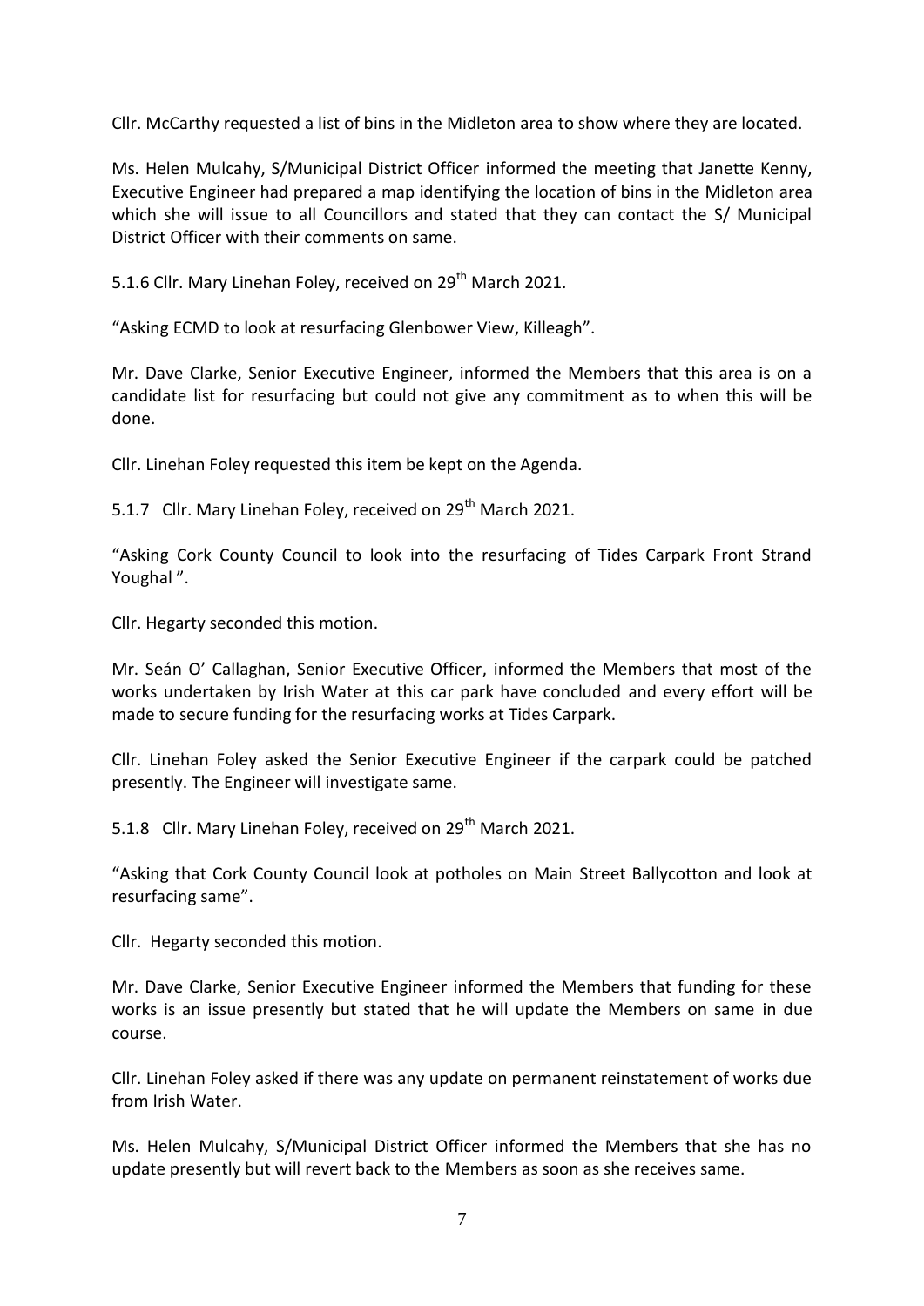Cllr. McCarthy requested a list of bins in the Midleton area to show where they are located.

Ms. Helen Mulcahy, S/Municipal District Officer informed the meeting that Janette Kenny, Executive Engineer had prepared a map identifying the location of bins in the Midleton area which she will issue to all Councillors and stated that they can contact the S/ Municipal District Officer with their comments on same.

5.1.6 Cllr. Mary Linehan Foley, received on 29th March 2021.

"Asking ECMD to look at resurfacing Glenbower View, Killeagh".

Mr. Dave Clarke, Senior Executive Engineer, informed the Members that this area is on a candidate list for resurfacing but could not give any commitment as to when this will be done.

Cllr. Linehan Foley requested this item be kept on the Agenda.

5.1.7 Cllr. Mary Linehan Foley, received on 29th March 2021.

"Asking Cork County Council to look into the resurfacing of Tides Carpark Front Strand Youghal ".

Cllr. Hegarty seconded this motion.

Mr. Seán O' Callaghan, Senior Executive Officer, informed the Members that most of the works undertaken by Irish Water at this car park have concluded and every effort will be made to secure funding for the resurfacing works at Tides Carpark.

Cllr. Linehan Foley asked the Senior Executive Engineer if the carpark could be patched presently. The Engineer will investigate same.

5.1.8 Cllr. Mary Linehan Foley, received on 29th March 2021.

"Asking that Cork County Council look at potholes on Main Street Ballycotton and look at resurfacing same".

Cllr. Hegarty seconded this motion.

Mr. Dave Clarke, Senior Executive Engineer informed the Members that funding for these works is an issue presently but stated that he will update the Members on same in due course.

Cllr. Linehan Foley asked if there was any update on permanent reinstatement of works due from Irish Water.

Ms. Helen Mulcahy, S/Municipal District Officer informed the Members that she has no update presently but will revert back to the Members as soon as she receives same.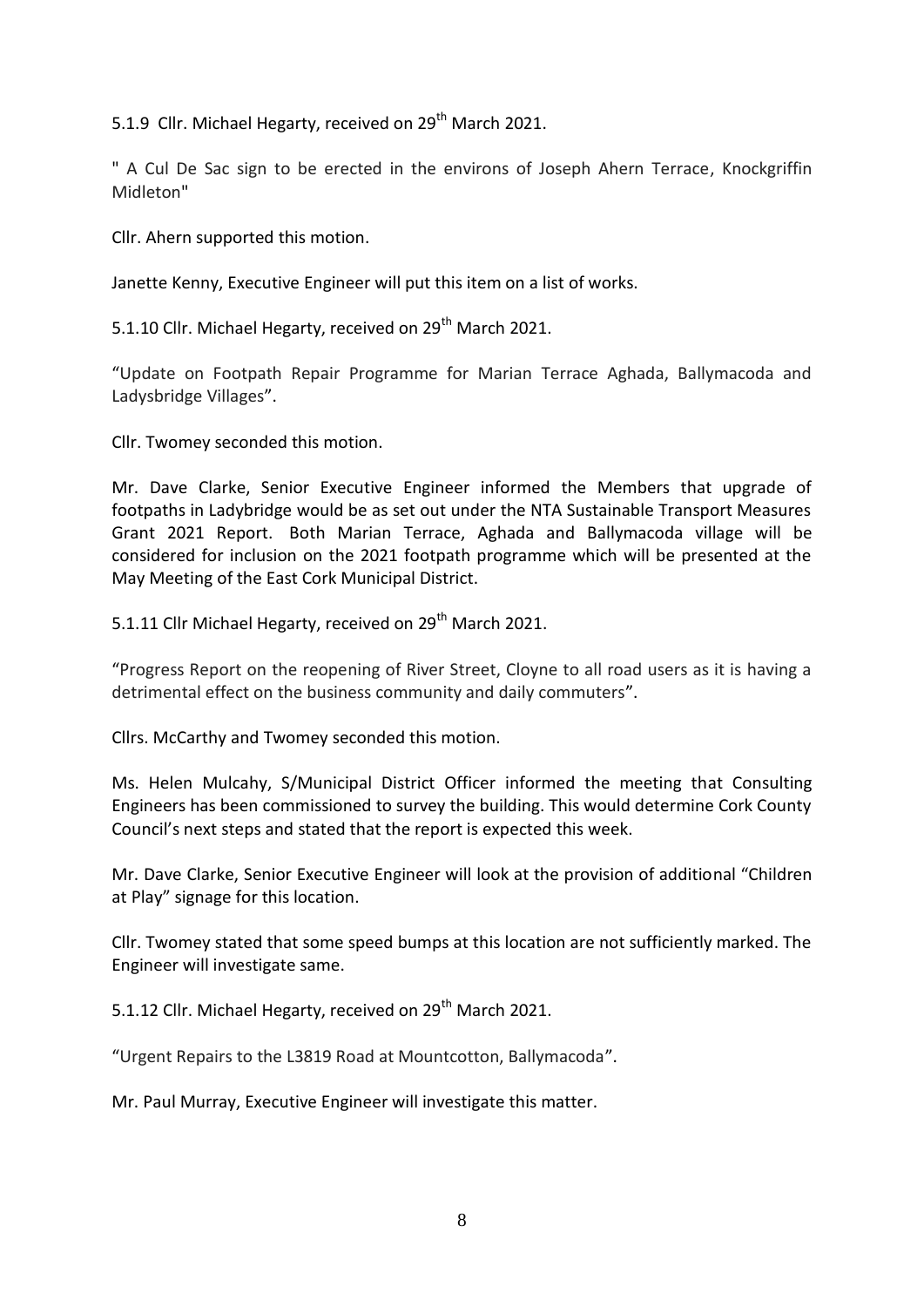5.1.9 Cllr. Michael Hegarty, received on 29th March 2021.

" A Cul De Sac sign to be erected in the environs of Joseph Ahern Terrace, Knockgriffin Midleton"

Cllr. Ahern supported this motion.

Janette Kenny, Executive Engineer will put this item on a list of works.

5.1.10 Cllr. Michael Hegarty, received on 29th March 2021.

"Update on Footpath Repair Programme for Marian Terrace Aghada, Ballymacoda and Ladysbridge Villages".

Cllr. Twomey seconded this motion.

Mr. Dave Clarke, Senior Executive Engineer informed the Members that upgrade of footpaths in Ladybridge would be as set out under the NTA Sustainable Transport Measures Grant 2021 Report. Both Marian Terrace, Aghada and Ballymacoda village will be considered for inclusion on the 2021 footpath programme which will be presented at the May Meeting of the East Cork Municipal District.

5.1.11 Cllr Michael Hegarty, received on 29th March 2021.

"Progress Report on the reopening of River Street, Cloyne to all road users as it is having a detrimental effect on the business community and daily commuters".

Cllrs. McCarthy and Twomey seconded this motion.

Ms. Helen Mulcahy, S/Municipal District Officer informed the meeting that Consulting Engineers has been commissioned to survey the building. This would determine Cork County Council's next steps and stated that the report is expected this week.

Mr. Dave Clarke, Senior Executive Engineer will look at the provision of additional "Children at Play" signage for this location.

Cllr. Twomey stated that some speed bumps at this location are not sufficiently marked. The Engineer will investigate same.

5.1.12 Cllr. Michael Hegarty, received on 29th March 2021.

"Urgent Repairs to the L3819 Road at Mountcotton, Ballymacoda".

Mr. Paul Murray, Executive Engineer will investigate this matter.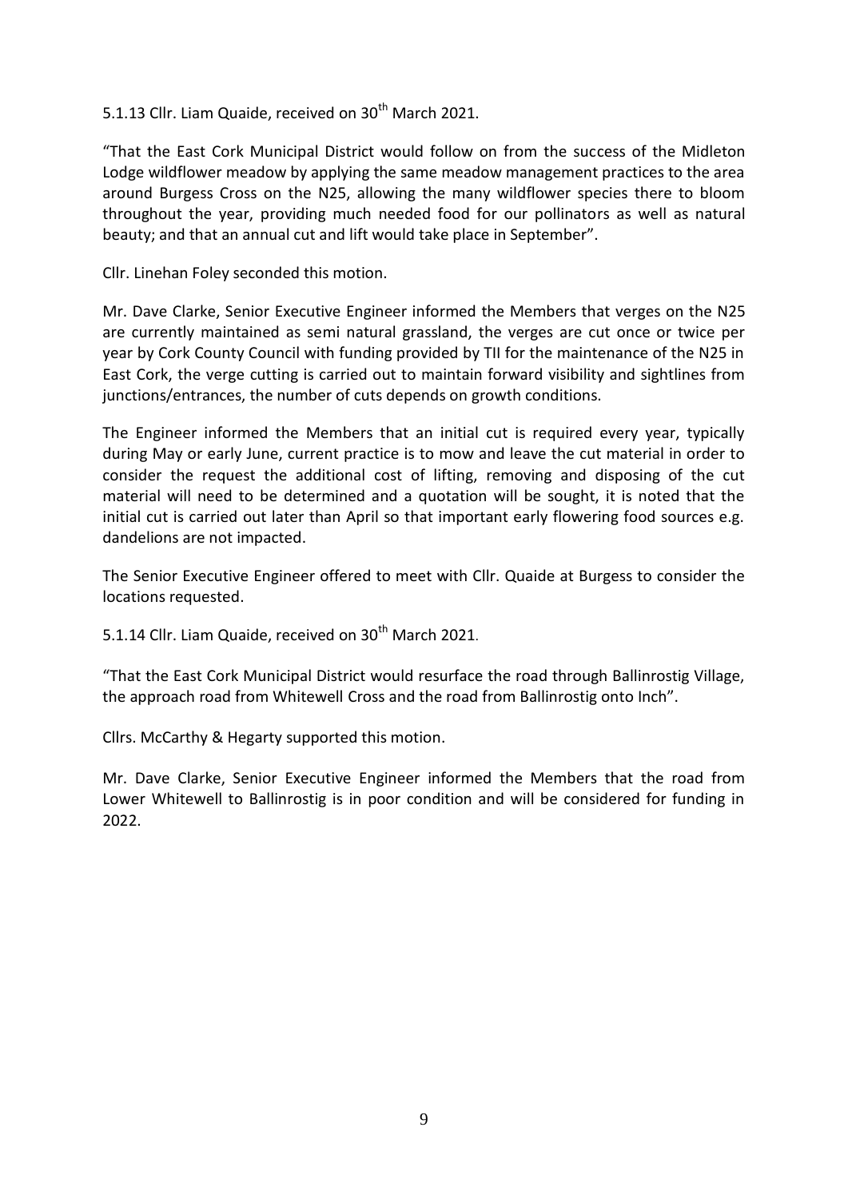5.1.13 Cllr. Liam Quaide, received on 30th March 2021.

"That the East Cork Municipal District would follow on from the success of the Midleton Lodge wildflower meadow by applying the same meadow management practices to the area around Burgess Cross on the N25, allowing the many wildflower species there to bloom throughout the year, providing much needed food for our pollinators as well as natural beauty; and that an annual cut and lift would take place in September".

Cllr. Linehan Foley seconded this motion.

Mr. Dave Clarke, Senior Executive Engineer informed the Members that verges on the N25 are currently maintained as semi natural grassland, the verges are cut once or twice per year by Cork County Council with funding provided by TII for the maintenance of the N25 in East Cork, the verge cutting is carried out to maintain forward visibility and sightlines from junctions/entrances, the number of cuts depends on growth conditions.

The Engineer informed the Members that an initial cut is required every year, typically during May or early June, current practice is to mow and leave the cut material in order to consider the request the additional cost of lifting, removing and disposing of the cut material will need to be determined and a quotation will be sought, it is noted that the initial cut is carried out later than April so that important early flowering food sources e.g. dandelions are not impacted.

The Senior Executive Engineer offered to meet with Cllr. Quaide at Burgess to consider the locations requested.

5.1.14 Cllr. Liam Quaide, received on 30th March 2021.

"That the East Cork Municipal District would resurface the road through Ballinrostig Village, the approach road from Whitewell Cross and the road from Ballinrostig onto Inch".

Cllrs. McCarthy & Hegarty supported this motion.

Mr. Dave Clarke, Senior Executive Engineer informed the Members that the road from Lower Whitewell to Ballinrostig is in poor condition and will be considered for funding in 2022.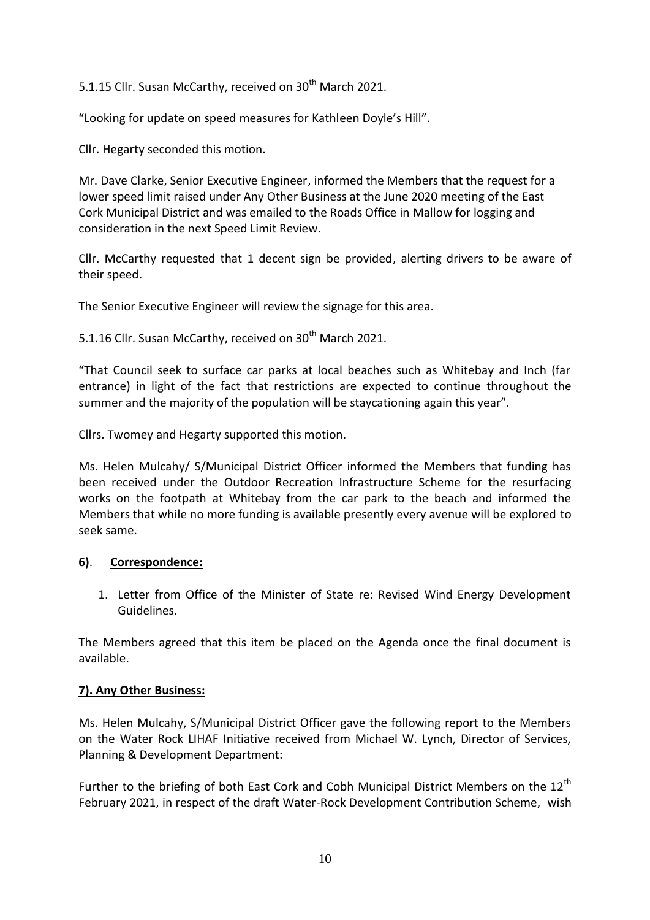5.1.15 Cllr. Susan McCarthy, received on 30th March 2021.

"Looking for update on speed measures for Kathleen Doyle's Hill".

Cllr. Hegarty seconded this motion.

Mr. Dave Clarke, Senior Executive Engineer, informed the Members that the request for a lower speed limit raised under Any Other Business at the June 2020 meeting of the East Cork Municipal District and was emailed to the Roads Office in Mallow for logging and consideration in the next Speed Limit Review.

Cllr. McCarthy requested that 1 decent sign be provided, alerting drivers to be aware of their speed.

The Senior Executive Engineer will review the signage for this area.

5.1.16 Cllr. Susan McCarthy, received on 30th March 2021.

"That Council seek to surface car parks at local beaches such as Whitebay and Inch (far entrance) in light of the fact that restrictions are expected to continue throughout the summer and the majority of the population will be staycationing again this year".

Cllrs. Twomey and Hegarty supported this motion.

Ms. Helen Mulcahy/ S/Municipal District Officer informed the Members that funding has been received under the Outdoor Recreation Infrastructure Scheme for the resurfacing works on the footpath at Whitebay from the car park to the beach and informed the Members that while no more funding is available presently every avenue will be explored to seek same.

## **6)**. **Correspondence:**

1. Letter from Office of the Minister of State re: Revised Wind Energy Development Guidelines.

The Members agreed that this item be placed on the Agenda once the final document is available.

## **7). Any Other Business:**

Ms. Helen Mulcahy, S/Municipal District Officer gave the following report to the Members on the Water Rock LIHAF Initiative received from Michael W. Lynch, Director of Services, Planning & Development Department:

Further to the briefing of both East Cork and Cobh Municipal District Members on the 12th February 2021, in respect of the draft Water-Rock Development Contribution Scheme, wish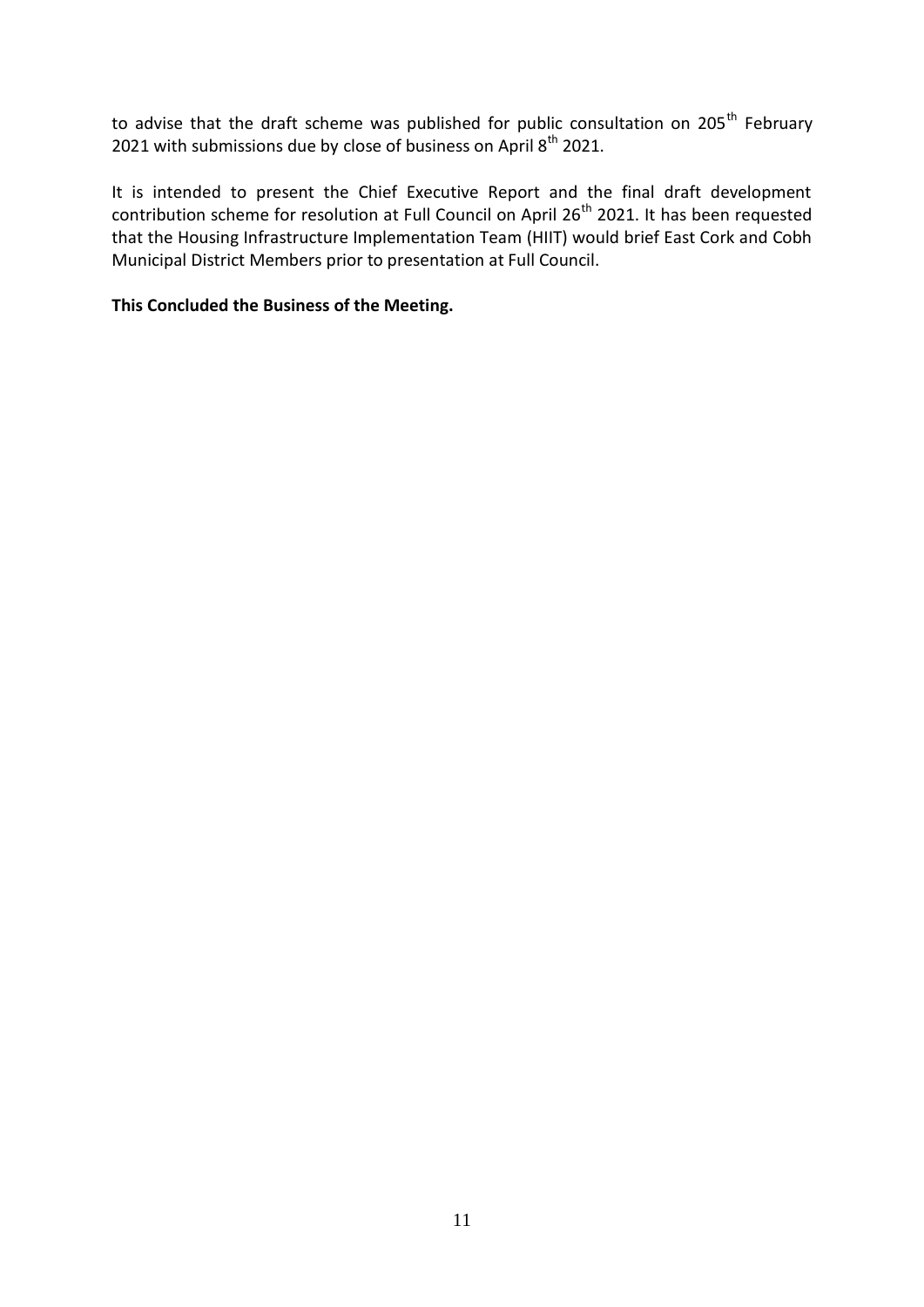to advise that the draft scheme was published for public consultation on 205th February 2021 with submissions due by close of business on April 8th 2021.

It is intended to present the Chief Executive Report and the final draft development contribution scheme for resolution at Full Council on April 26th 2021. It has been requested that the Housing Infrastructure Implementation Team (HIIT) would brief East Cork and Cobh Municipal District Members prior to presentation at Full Council.

**This Concluded the Business of the Meeting.**